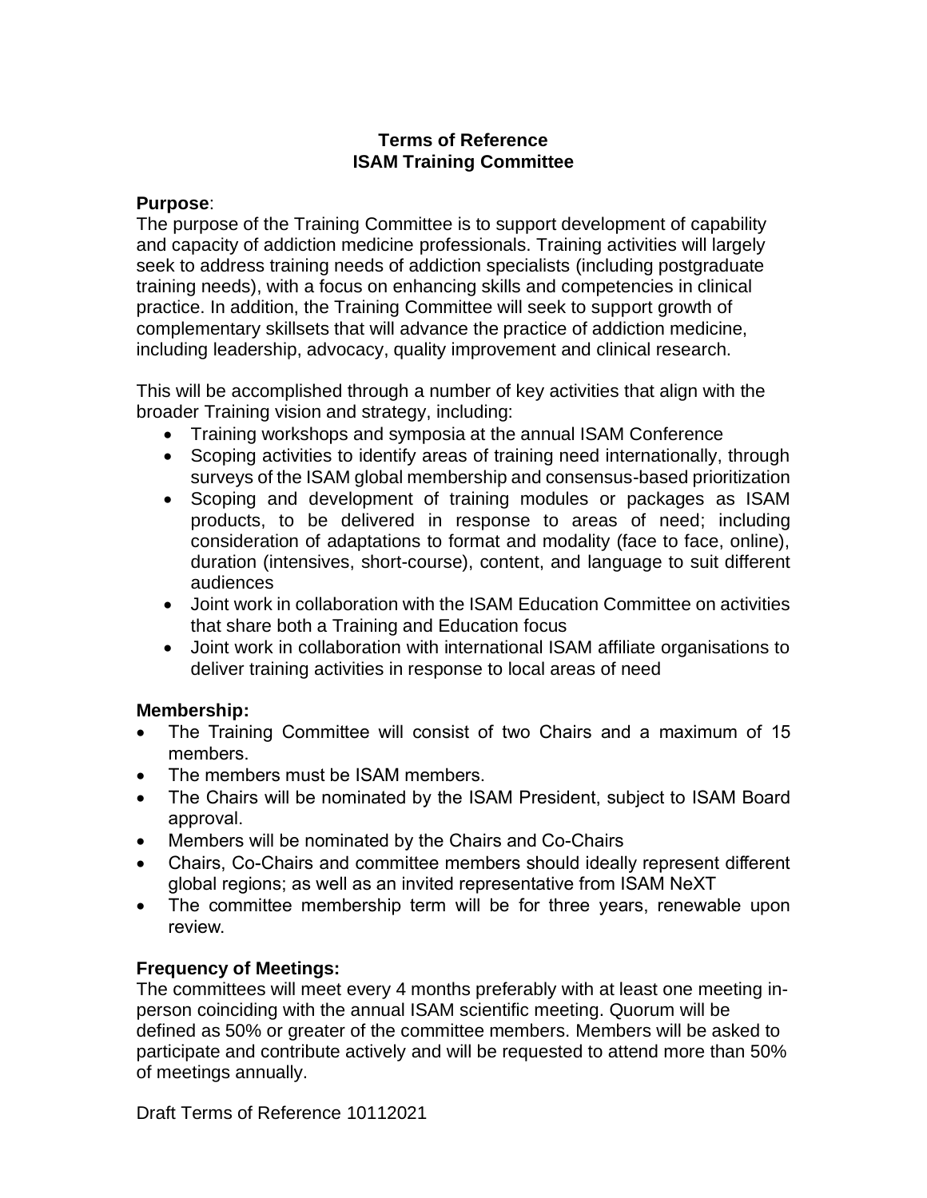# Terms of Reference
# ISAM Training Committee

**Purpose**:

The purpose of the Training Committee is to support development of capability and capacity of addiction medicine professionals. Training activities will largely seek to address training needs of addiction specialists (including postgraduate training needs), with a focus on enhancing skills and competencies in clinical practice. In addition, the Training Committee will seek to support growth of complementary skillsets that will advance the practice of addiction medicine, including leadership, advocacy, quality improvement and clinical research.

This will be accomplished through a number of key activities that align with the broader Training vision and strategy, including:

- Training workshops and symposia at the annual ISAM Conference
- Scoping activities to identify areas of training need internationally, through surveys of the ISAM global membership and consensus-based prioritization
- Scoping and development of training modules or packages as ISAM products, to be delivered in response to areas of need; including consideration of adaptations to format and modality (face to face, online), duration (intensives, short-course), content, and language to suit different audiences
- Joint work in collaboration with the ISAM Education Committee on activities that share both a Training and Education focus
- Joint work in collaboration with international ISAM affiliate organisations to deliver training activities in response to local areas of need

**Membership:**

- The Training Committee will consist of two Chairs and a maximum of 15 members.
- The members must be ISAM members.
- The Chairs will be nominated by the ISAM President, subject to ISAM Board approval.
- Members will be nominated by the Chairs and Co-Chairs
- Chairs, Co-Chairs and committee members should ideally represent different global regions; as well as an invited representative from ISAM NeXT
- The committee membership term will be for three years, renewable upon review.

**Frequency of Meetings:**

The committees will meet every 4 months preferably with at least one meeting in-person coinciding with the annual ISAM scientific meeting. Quorum will be defined as 50% or greater of the committee members. Members will be asked to participate and contribute actively and will be requested to attend more than 50% of meetings annually.

Draft Terms of Reference 10112021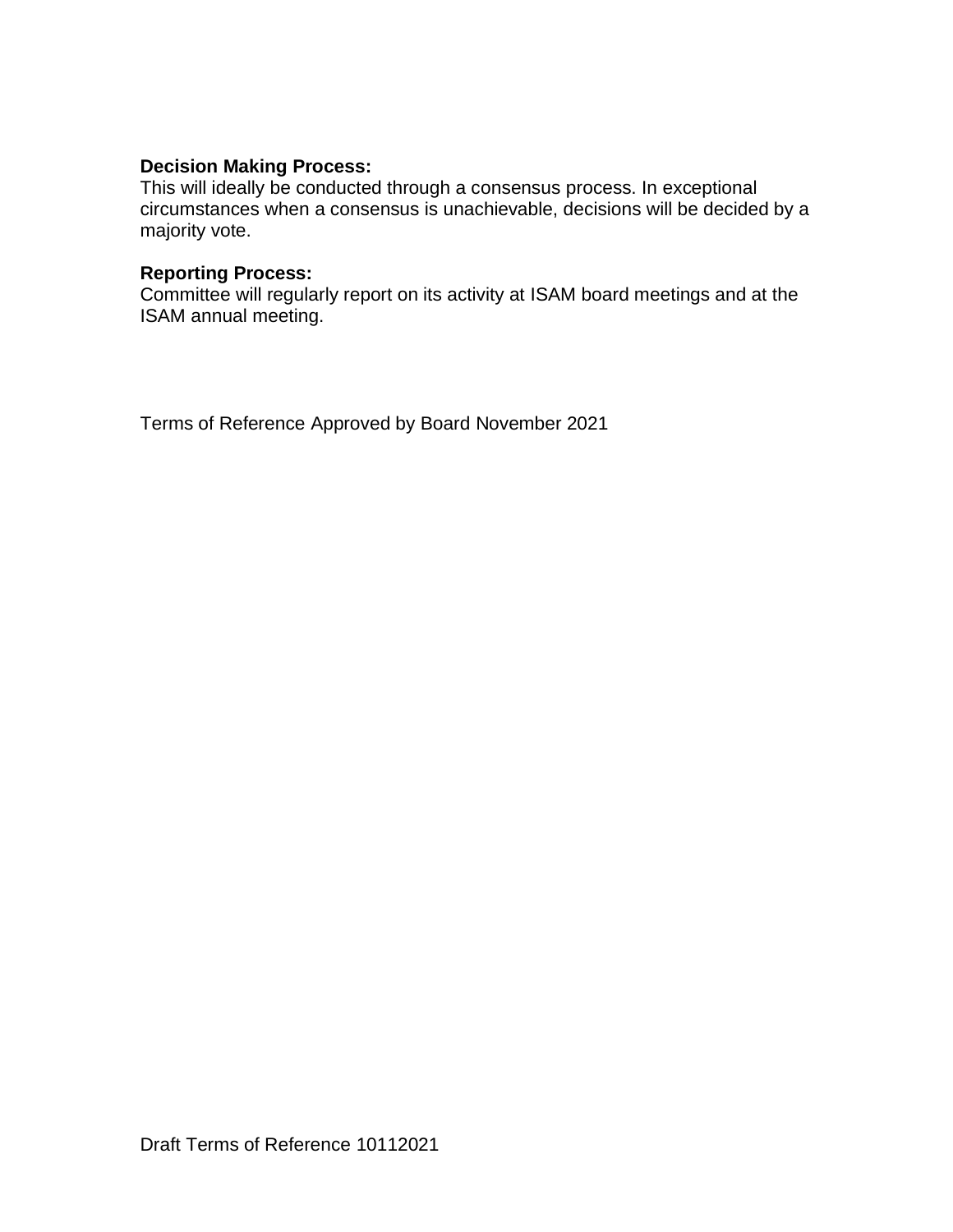**Decision Making Process:**
This will ideally be conducted through a consensus process. In exceptional circumstances when a consensus is unachievable, decisions will be decided by a majority vote.

**Reporting Process:**
Committee will regularly report on its activity at ISAM board meetings and at the ISAM annual meeting.

Terms of Reference Approved by Board November 2021